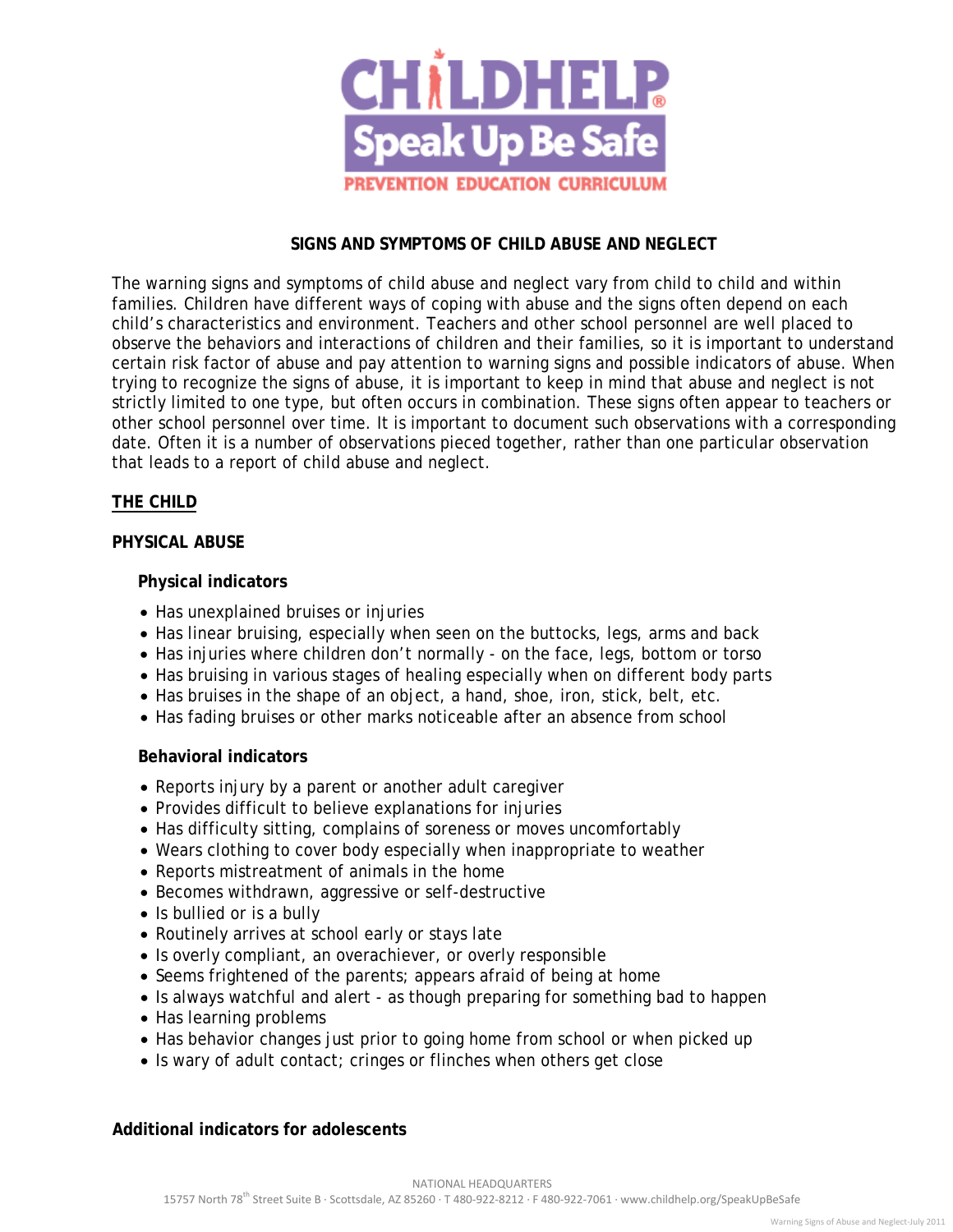CHILDHELP®
Speak Up Be Safe
PREVENTION EDUCATION CURRICULUM

# SIGNS AND SYMPTOMS OF CHILD ABUSE AND NEGLECT

The warning signs and symptoms of child abuse and neglect vary from child to child and within families. Children have different ways of coping with abuse and the signs often depend on each child's characteristics and environment. Teachers and other school personnel are well placed to observe the behaviors and interactions of children and their families, so it is important to understand certain risk factor of abuse and pay attention to warning signs and possible indicators of abuse. When trying to recognize the signs of abuse, it is important to keep in mind that abuse and neglect is not strictly limited to one type, but often occurs in combination. These signs often appear to teachers or other school personnel over time. It is important to document such observations with a corresponding date. Often it is a number of observations pieced together, rather than one particular observation that leads to a report of child abuse and neglect.

## THE CHILD

### PHYSICAL ABUSE

#### Physical indicators

- Has unexplained bruises or injuries
- Has linear bruising, especially when seen on the buttocks, legs, arms and back
- Has injuries where children don't normally - on the face, legs, bottom or torso
- Has bruising in various stages of healing especially when on different body parts
- Has bruises in the shape of an object, a hand, shoe, iron, stick, belt, etc.
- Has fading bruises or other marks noticeable after an absence from school

#### Behavioral indicators

- Reports injury by a parent or another adult caregiver
- Provides difficult to believe explanations for injuries
- Has difficulty sitting, complains of soreness or moves uncomfortably
- Wears clothing to cover body especially when inappropriate to weather
- Reports mistreatment of animals in the home
- Becomes withdrawn, aggressive or self-destructive
- Is bullied or is a bully
- Routinely arrives at school early or stays late
- Is overly compliant, an overachiever, or overly responsible
- Seems frightened of the parents; appears afraid of being at home
- Is always watchful and alert - as though preparing for something bad to happen
- Has learning problems
- Has behavior changes just prior to going home from school or when picked up
- Is wary of adult contact; cringes or flinches when others get close

#### Additional indicators for adolescents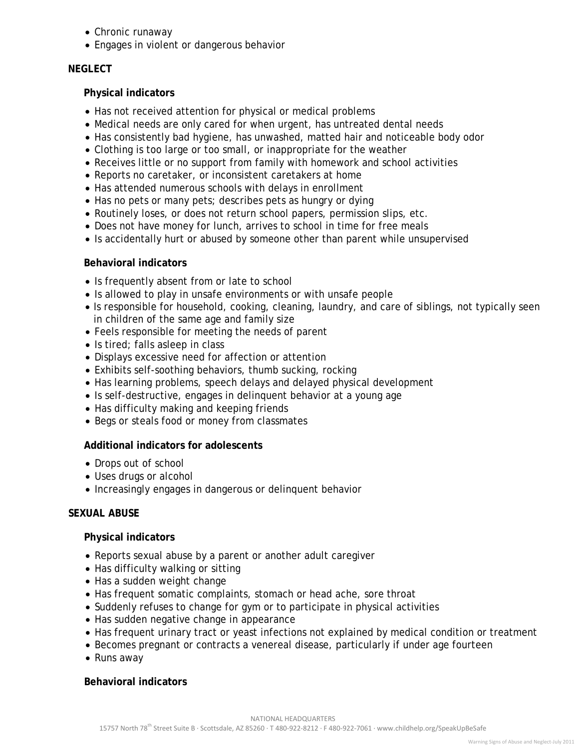- Chronic runaway
- Engages in violent or dangerous behavior

## NEGLECT

### Physical indicators

- Has not received attention for physical or medical problems
- Medical needs are only cared for when urgent, has untreated dental needs
- Has consistently bad hygiene, has unwashed, matted hair and noticeable body odor
- Clothing is too large or too small, or inappropriate for the weather
- Receives little or no support from family with homework and school activities
- Reports no caretaker, or inconsistent caretakers at home
- Has attended numerous schools with delays in enrollment
- Has no pets or many pets; describes pets as hungry or dying
- Routinely loses, or does not return school papers, permission slips, etc.
- Does not have money for lunch, arrives to school in time for free meals
- Is accidentally hurt or abused by someone other than parent while unsupervised

### Behavioral indicators

- Is frequently absent from or late to school
- Is allowed to play in unsafe environments or with unsafe people
- Is responsible for household, cooking, cleaning, laundry, and care of siblings, not typically seen in children of the same age and family size
- Feels responsible for meeting the needs of parent
- Is tired; falls asleep in class
- Displays excessive need for affection or attention
- Exhibits self-soothing behaviors, thumb sucking, rocking
- Has learning problems, speech delays and delayed physical development
- Is self-destructive, engages in delinquent behavior at a young age
- Has difficulty making and keeping friends
- Begs or steals food or money from classmates

### Additional indicators for adolescents

- Drops out of school
- Uses drugs or alcohol
- Increasingly engages in dangerous or delinquent behavior

## SEXUAL ABUSE

### Physical indicators

- Reports sexual abuse by a parent or another adult caregiver
- Has difficulty walking or sitting
- Has a sudden weight change
- Has frequent somatic complaints, stomach or head ache, sore throat
- Suddenly refuses to change for gym or to participate in physical activities
- Has sudden negative change in appearance
- Has frequent urinary tract or yeast infections not explained by medical condition or treatment
- Becomes pregnant or contracts a venereal disease, particularly if under age fourteen
- Runs away

### Behavioral indicators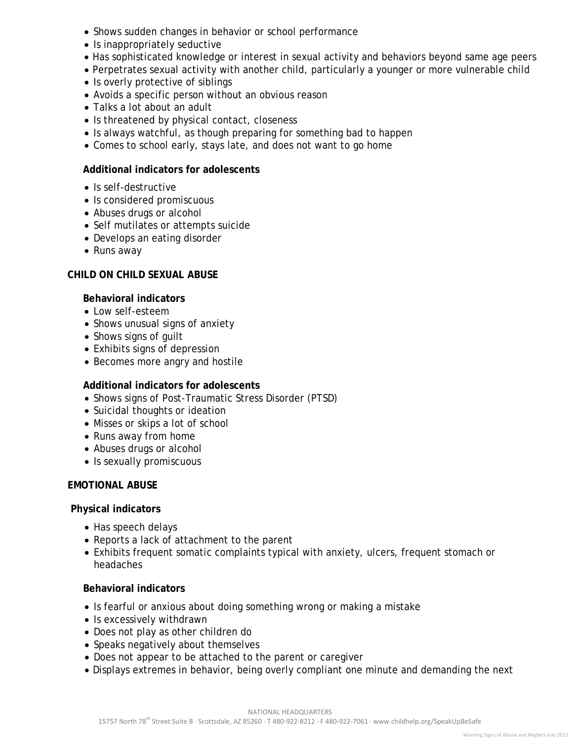- Shows sudden changes in behavior or school performance
- Is inappropriately seductive
- Has sophisticated knowledge or interest in sexual activity and behaviors beyond same age peers
- Perpetrates sexual activity with another child, particularly a younger or more vulnerable child
- Is overly protective of siblings
- Avoids a specific person without an obvious reason
- Talks a lot about an adult
- Is threatened by physical contact, closeness
- Is always watchful, as though preparing for something bad to happen
- Comes to school early, stays late, and does not want to go home

**Additional indicators for adolescents**

- Is self-destructive
- Is considered promiscuous
- Abuses drugs or alcohol
- Self mutilates or attempts suicide
- Develops an eating disorder
- Runs away

## CHILD ON CHILD SEXUAL ABUSE

**Behavioral indicators**

- Low self-esteem
- Shows unusual signs of anxiety
- Shows signs of guilt
- Exhibits signs of depression
- Becomes more angry and hostile

**Additional indicators for adolescents**

- Shows signs of Post-Traumatic Stress Disorder (PTSD)
- Suicidal thoughts or ideation
- Misses or skips a lot of school
- Runs away from home
- Abuses drugs or alcohol
- Is sexually promiscuous

## EMOTIONAL ABUSE

**Physical indicators**

- Has speech delays
- Reports a lack of attachment to the parent
- Exhibits frequent somatic complaints typical with anxiety, ulcers, frequent stomach or headaches

**Behavioral indicators**

- Is fearful or anxious about doing something wrong or making a mistake
- Is excessively withdrawn
- Does not play as other children do
- Speaks negatively about themselves
- Does not appear to be attached to the parent or caregiver
- Displays extremes in behavior, being overly compliant one minute and demanding the next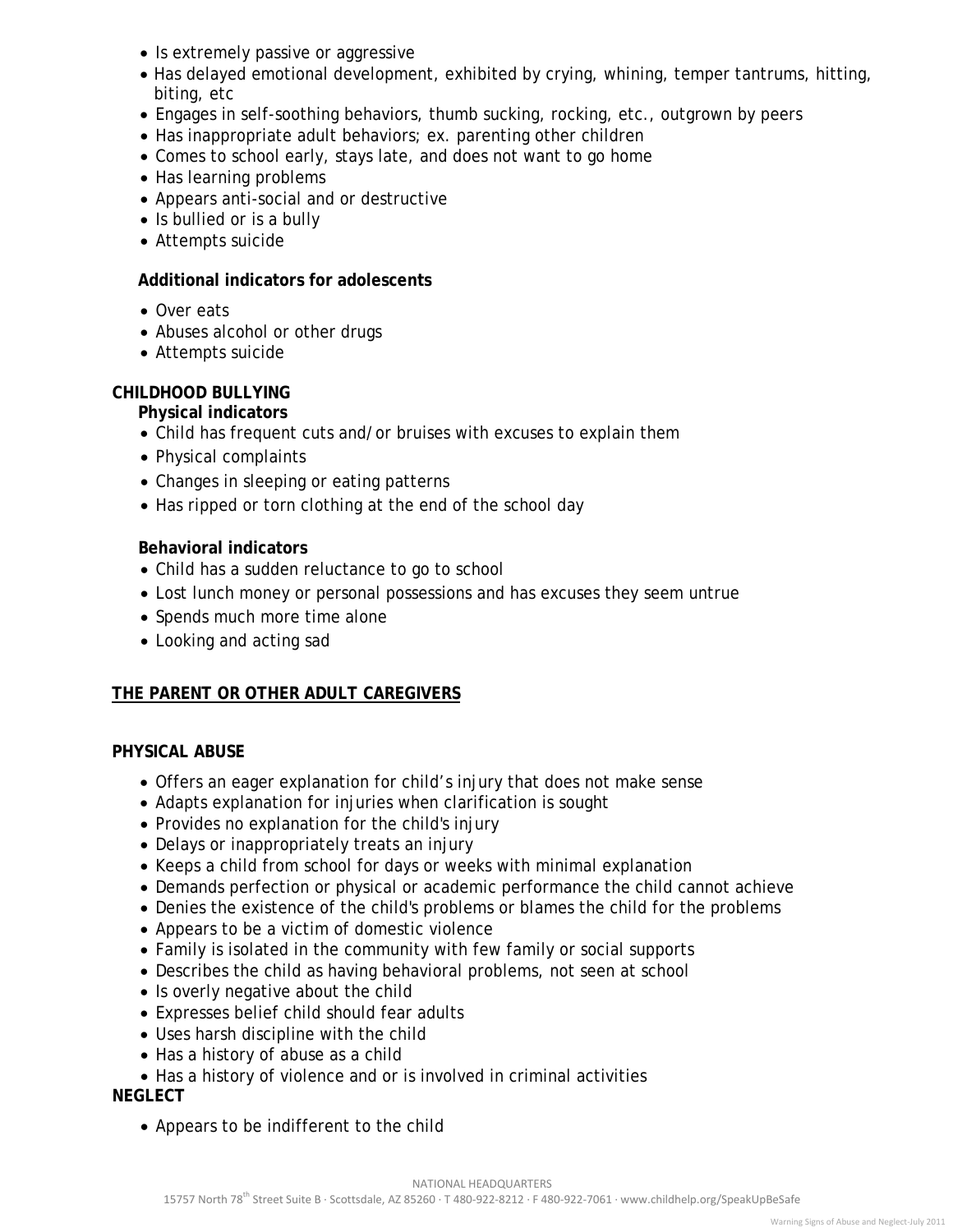- Is extremely passive or aggressive
- Has delayed emotional development, exhibited by crying, whining, temper tantrums, hitting, biting, etc
- Engages in self-soothing behaviors, thumb sucking, rocking, etc., outgrown by peers
- Has inappropriate adult behaviors; ex. parenting other children
- Comes to school early, stays late, and does not want to go home
- Has learning problems
- Appears anti-social and or destructive
- Is bullied or is a bully
- Attempts suicide

**Additional indicators for adolescents**

- Over eats
- Abuses alcohol or other drugs
- Attempts suicide

**CHILDHOOD BULLYING**

**Physical indicators**

- Child has frequent cuts and/or bruises with excuses to explain them
- Physical complaints
- Changes in sleeping or eating patterns
- Has ripped or torn clothing at the end of the school day

**Behavioral indicators**

- Child has a sudden reluctance to go to school
- Lost lunch money or personal possessions and has excuses they seem untrue
- Spends much more time alone
- Looking and acting sad

## THE PARENT OR OTHER ADULT CAREGIVERS

**PHYSICAL ABUSE**

- Offers an eager explanation for child's injury that does not make sense
- Adapts explanation for injuries when clarification is sought
- Provides no explanation for the child's injury
- Delays or inappropriately treats an injury
- Keeps a child from school for days or weeks with minimal explanation
- Demands perfection or physical or academic performance the child cannot achieve
- Denies the existence of the child's problems or blames the child for the problems
- Appears to be a victim of domestic violence
- Family is isolated in the community with few family or social supports
- Describes the child as having behavioral problems, not seen at school
- Is overly negative about the child
- Expresses belief child should fear adults
- Uses harsh discipline with the child
- Has a history of abuse as a child
- Has a history of violence and or is involved in criminal activities

**NEGLECT**

- Appears to be indifferent to the child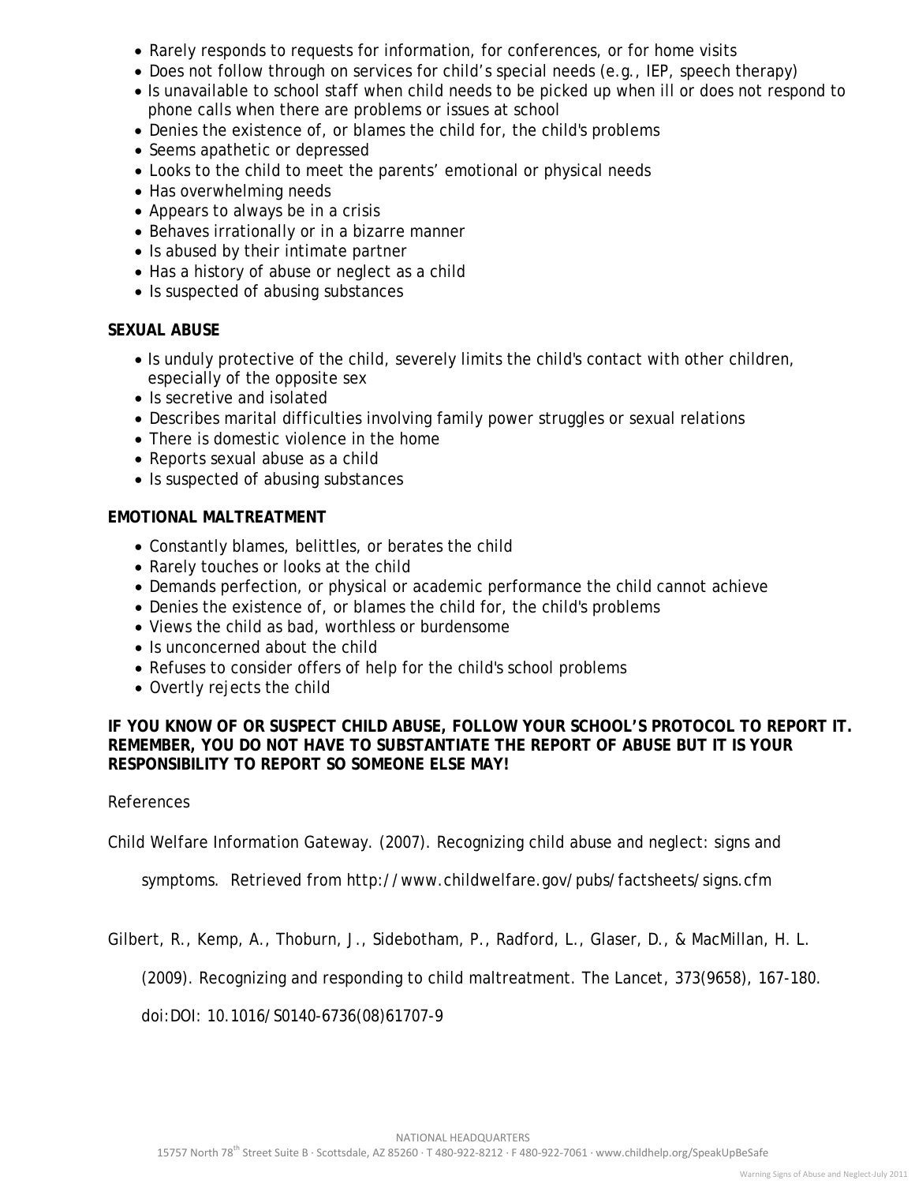- Rarely responds to requests for information, for conferences, or for home visits
- Does not follow through on services for child's special needs (e.g., IEP, speech therapy)
- Is unavailable to school staff when child needs to be picked up when ill or does not respond to phone calls when there are problems or issues at school
- Denies the existence of, or blames the child for, the child's problems
- Seems apathetic or depressed
- Looks to the child to meet the parents' emotional or physical needs
- Has overwhelming needs
- Appears to always be in a crisis
- Behaves irrationally or in a bizarre manner
- Is abused by their intimate partner
- Has a history of abuse or neglect as a child
- Is suspected of abusing substances

**SEXUAL ABUSE**

- Is unduly protective of the child, severely limits the child's contact with other children, especially of the opposite sex
- Is secretive and isolated
- Describes marital difficulties involving family power struggles or sexual relations
- There is domestic violence in the home
- Reports sexual abuse as a child
- Is suspected of abusing substances

**EMOTIONAL MALTREATMENT**

- Constantly blames, belittles, or berates the child
- Rarely touches or looks at the child
- Demands perfection, or physical or academic performance the child cannot achieve
- Denies the existence of, or blames the child for, the child's problems
- Views the child as bad, worthless or burdensome
- Is unconcerned about the child
- Refuses to consider offers of help for the child's school problems
- Overtly rejects the child

**IF YOU KNOW OF OR SUSPECT CHILD ABUSE, FOLLOW YOUR SCHOOL'S PROTOCOL TO REPORT IT. REMEMBER, YOU DO NOT HAVE TO SUBSTANTIATE THE REPORT OF ABUSE BUT IT IS YOUR RESPONSIBILITY TO REPORT SO SOMEONE ELSE MAY!**

References

Child Welfare Information Gateway. (2007). Recognizing child abuse and neglect: signs and symptoms. Retrieved from http://www.childwelfare.gov/pubs/factsheets/signs.cfm

Gilbert, R., Kemp, A., Thoburn, J., Sidebotham, P., Radford, L., Glaser, D., & MacMillan, H. L. (2009). Recognizing and responding to child maltreatment. The Lancet, 373(9658), 167-180. doi:DOI: 10.1016/S0140-6736(08)61707-9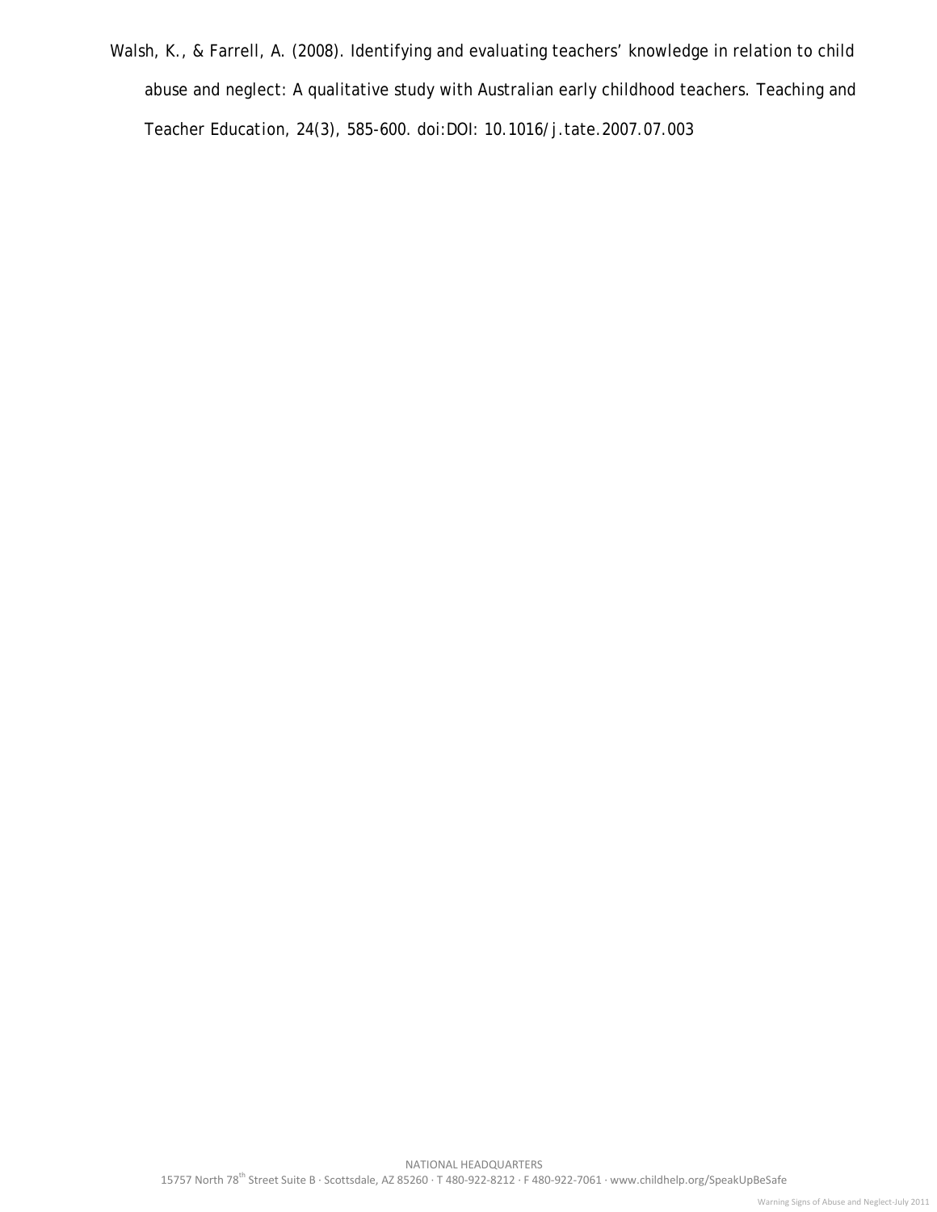Walsh, K., & Farrell, A. (2008). Identifying and evaluating teachers' knowledge in relation to child abuse and neglect: A qualitative study with Australian early childhood teachers. *Teaching and Teacher Education, 24*(3), 585-600. doi:DOI: 10.1016/j.tate.2007.07.003